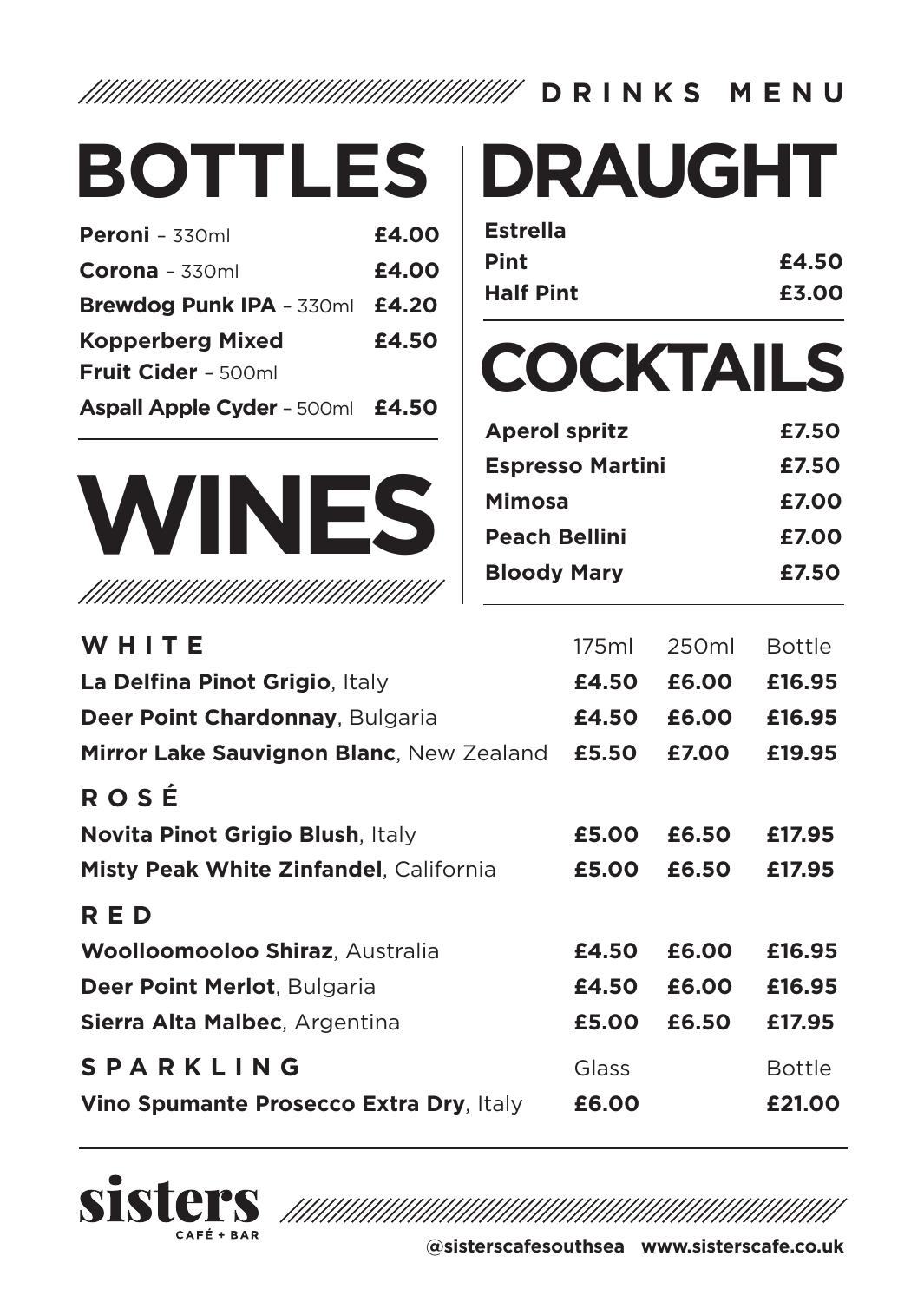## DRINKS MENU

# BOTTLES

| Item | Price |
| --- | --- |
| **Peroni** – 330ml | **£4.00** |
| **Corona** – 330ml | **£4.00** |
| **Brewdog Punk IPA** – 330ml | **£4.20** |
| **Kopperberg Mixed Fruit Cider** – 500ml | **£4.50** |
| **Aspall Apple Cyder** – 500ml | **£4.50** |

# DRAUGHT

**Estrella**

| Item | Price |
| --- | --- |
| **Pint** | **£4.50** |
| **Half Pint** | **£3.00** |

# COCKTAILS

| Item | Price |
| --- | --- |
| **Aperol spritz** | **£7.50** |
| **Espresso Martini** | **£7.50** |
| **Mimosa** | **£7.00** |
| **Peach Bellini** | **£7.00** |
| **Bloody Mary** | **£7.50** |

# WINES

| WHITE | 175ml | 250ml | Bottle |
| --- | --- | --- | --- |
| **La Delfina Pinot Grigio**, Italy | **£4.50** | **£6.00** | **£16.95** |
| **Deer Point Chardonnay**, Bulgaria | **£4.50** | **£6.00** | **£16.95** |
| **Mirror Lake Sauvignon Blanc**, New Zealand | **£5.50** | **£7.00** | **£19.95** |
| **ROSÉ** | | | |
| **Novita Pinot Grigio Blush**, Italy | **£5.00** | **£6.50** | **£17.95** |
| **Misty Peak White Zinfandel**, California | **£5.00** | **£6.50** | **£17.95** |
| **RED** | | | |
| **Woolloomooloo Shiraz**, Australia | **£4.50** | **£6.00** | **£16.95** |
| **Deer Point Merlot**, Bulgaria | **£4.50** | **£6.00** | **£16.95** |
| **Sierra Alta Malbec**, Argentina | **£5.00** | **£6.50** | **£17.95** |
| **SPARKLING** | Glass | | Bottle |
| **Vino Spumante Prosecco Extra Dry**, Italy | **£6.00** | | **£21.00** |

**sisters** CAFÉ + BAR

@sisterscafesouthsea www.sisterscafe.co.uk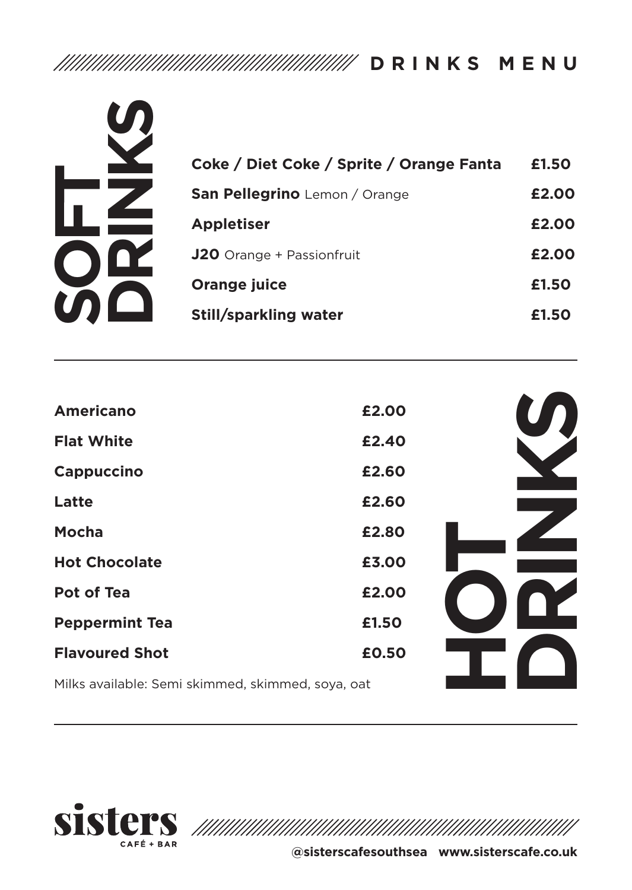# DRINKS MENU

## SOFT DRINKS

| | |
|---|---|
| **Coke / Diet Coke / Sprite / Orange Fanta** | **£1.50** |
| **San Pellegrino** Lemon / Orange | **£2.00** |
| **Appletiser** | **£2.00** |
| **J20** Orange + Passionfruit | **£2.00** |
| **Orange juice** | **£1.50** |
| **Still/sparkling water** | **£1.50** |

## HOT DRINKS

| | |
|---|---|
| **Americano** | **£2.00** |
| **Flat White** | **£2.40** |
| **Cappuccino** | **£2.60** |
| **Latte** | **£2.60** |
| **Mocha** | **£2.80** |
| **Hot Chocolate** | **£3.00** |
| **Pot of Tea** | **£2.00** |
| **Peppermint Tea** | **£1.50** |
| **Flavoured Shot** | **£0.50** |

Milks available: Semi skimmed, skimmed, soya, oat

**sisters** CAFÉ + BAR

**@sisterscafesouthsea www.sisterscafe.co.uk**